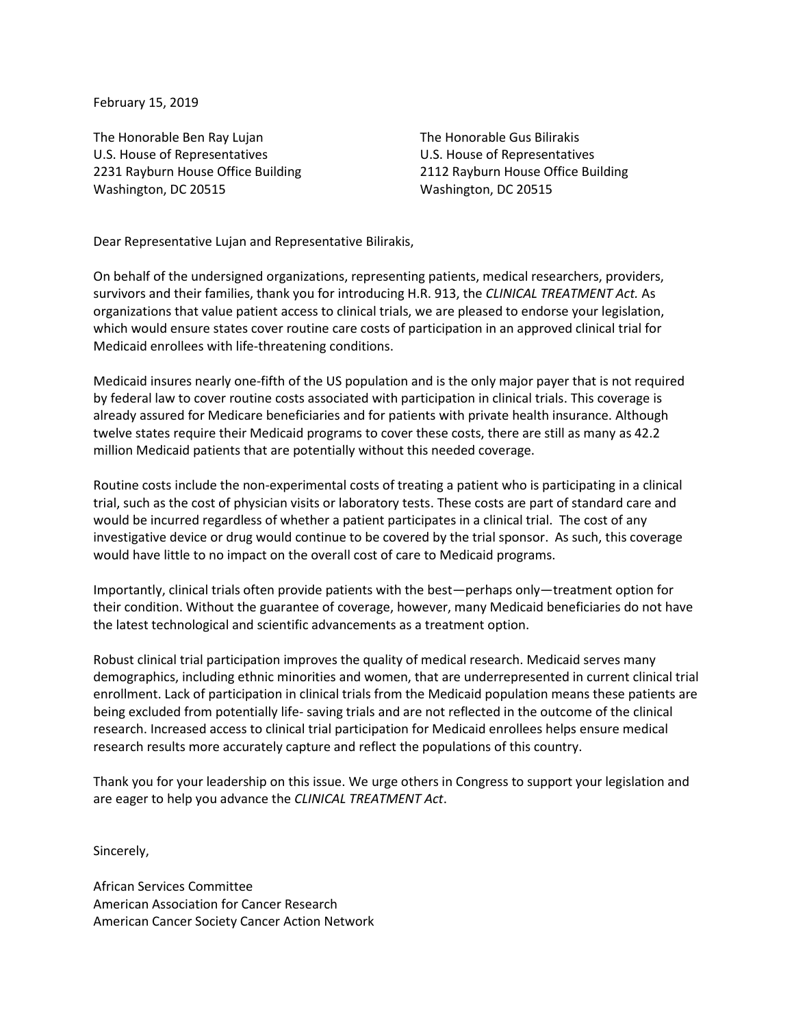February 15, 2019

The Honorable Ben Ray Lujan
U.S. House of Representatives
2231 Rayburn House Office Building
Washington, DC 20515

The Honorable Gus Bilirakis
U.S. House of Representatives
2112 Rayburn House Office Building
Washington, DC 20515

Dear Representative Lujan and Representative Bilirakis,

On behalf of the undersigned organizations, representing patients, medical researchers, providers, survivors and their families, thank you for introducing H.R. 913, the *CLINICAL TREATMENT Act.* As organizations that value patient access to clinical trials, we are pleased to endorse your legislation, which would ensure states cover routine care costs of participation in an approved clinical trial for Medicaid enrollees with life-threatening conditions.

Medicaid insures nearly one-fifth of the US population and is the only major payer that is not required by federal law to cover routine costs associated with participation in clinical trials. This coverage is already assured for Medicare beneficiaries and for patients with private health insurance. Although twelve states require their Medicaid programs to cover these costs, there are still as many as 42.2 million Medicaid patients that are potentially without this needed coverage.

Routine costs include the non-experimental costs of treating a patient who is participating in a clinical trial, such as the cost of physician visits or laboratory tests. These costs are part of standard care and would be incurred regardless of whether a patient participates in a clinical trial. The cost of any investigative device or drug would continue to be covered by the trial sponsor. As such, this coverage would have little to no impact on the overall cost of care to Medicaid programs.

Importantly, clinical trials often provide patients with the best—perhaps only—treatment option for their condition. Without the guarantee of coverage, however, many Medicaid beneficiaries do not have the latest technological and scientific advancements as a treatment option.

Robust clinical trial participation improves the quality of medical research. Medicaid serves many demographics, including ethnic minorities and women, that are underrepresented in current clinical trial enrollment. Lack of participation in clinical trials from the Medicaid population means these patients are being excluded from potentially life- saving trials and are not reflected in the outcome of the clinical research. Increased access to clinical trial participation for Medicaid enrollees helps ensure medical research results more accurately capture and reflect the populations of this country.

Thank you for your leadership on this issue. We urge others in Congress to support your legislation and are eager to help you advance the *CLINICAL TREATMENT Act*.

Sincerely,

African Services Committee
American Association for Cancer Research
American Cancer Society Cancer Action Network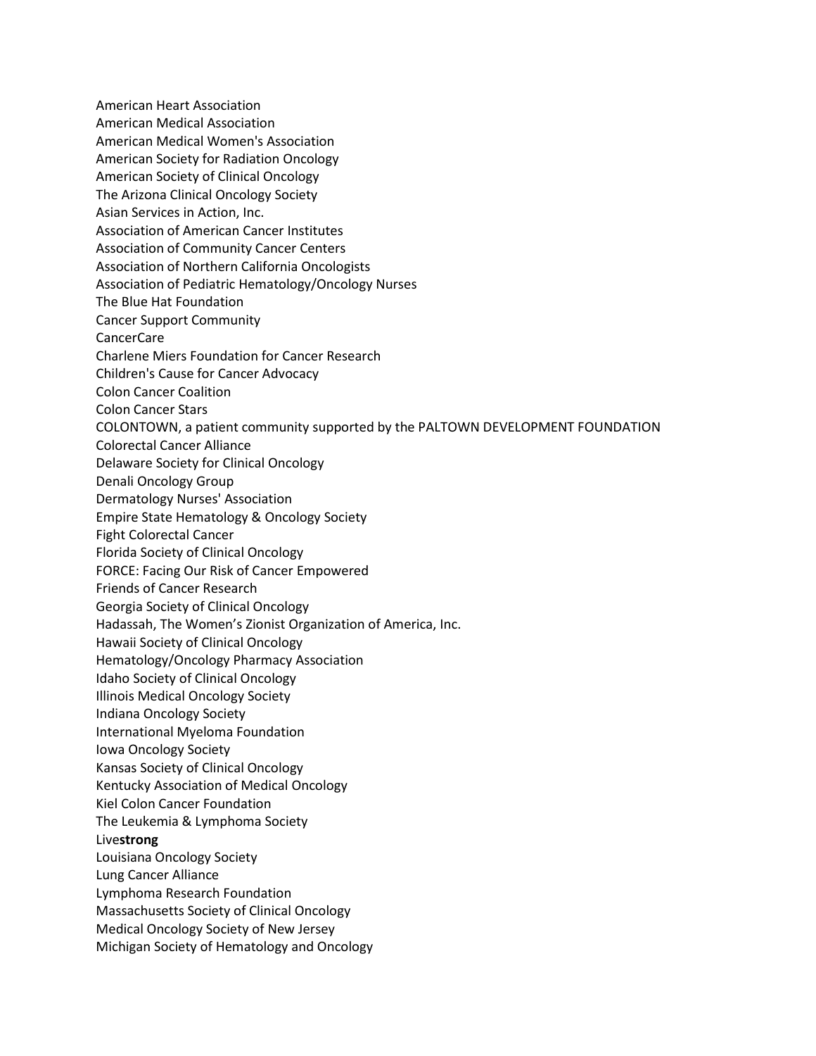American Heart Association
American Medical Association
American Medical Women's Association
American Society for Radiation Oncology
American Society of Clinical Oncology
The Arizona Clinical Oncology Society
Asian Services in Action, Inc.
Association of American Cancer Institutes
Association of Community Cancer Centers
Association of Northern California Oncologists
Association of Pediatric Hematology/Oncology Nurses
The Blue Hat Foundation
Cancer Support Community
CancerCare
Charlene Miers Foundation for Cancer Research
Children's Cause for Cancer Advocacy
Colon Cancer Coalition
Colon Cancer Stars
COLONTOWN, a patient community supported by the PALTOWN DEVELOPMENT FOUNDATION
Colorectal Cancer Alliance
Delaware Society for Clinical Oncology
Denali Oncology Group
Dermatology Nurses' Association
Empire State Hematology & Oncology Society
Fight Colorectal Cancer
Florida Society of Clinical Oncology
FORCE: Facing Our Risk of Cancer Empowered
Friends of Cancer Research
Georgia Society of Clinical Oncology
Hadassah, The Women's Zionist Organization of America, Inc.
Hawaii Society of Clinical Oncology
Hematology/Oncology Pharmacy Association
Idaho Society of Clinical Oncology
Illinois Medical Oncology Society
Indiana Oncology Society
International Myeloma Foundation
Iowa Oncology Society
Kansas Society of Clinical Oncology
Kentucky Association of Medical Oncology
Kiel Colon Cancer Foundation
The Leukemia & Lymphoma Society
Live**strong**
Louisiana Oncology Society
Lung Cancer Alliance
Lymphoma Research Foundation
Massachusetts Society of Clinical Oncology
Medical Oncology Society of New Jersey
Michigan Society of Hematology and Oncology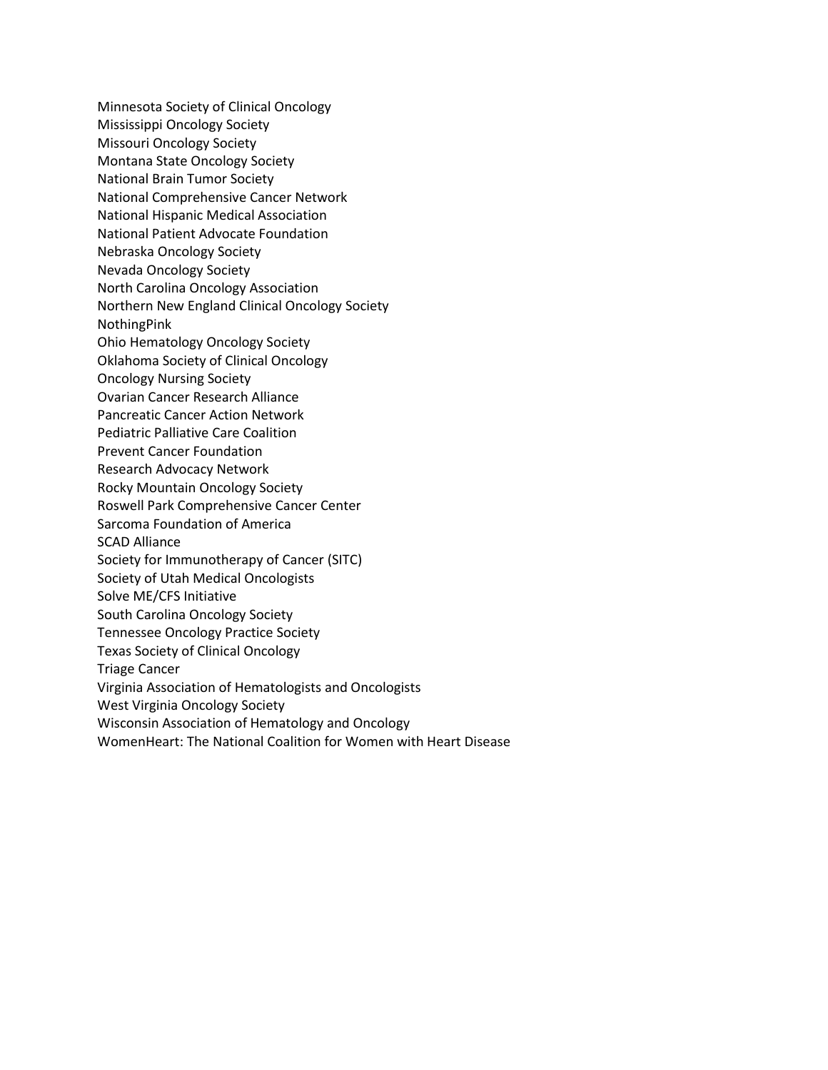Minnesota Society of Clinical Oncology
Mississippi Oncology Society
Missouri Oncology Society
Montana State Oncology Society
National Brain Tumor Society
National Comprehensive Cancer Network
National Hispanic Medical Association
National Patient Advocate Foundation
Nebraska Oncology Society
Nevada Oncology Society
North Carolina Oncology Association
Northern New England Clinical Oncology Society
NothingPink
Ohio Hematology Oncology Society
Oklahoma Society of Clinical Oncology
Oncology Nursing Society
Ovarian Cancer Research Alliance
Pancreatic Cancer Action Network
Pediatric Palliative Care Coalition
Prevent Cancer Foundation
Research Advocacy Network
Rocky Mountain Oncology Society
Roswell Park Comprehensive Cancer Center
Sarcoma Foundation of America
SCAD Alliance
Society for Immunotherapy of Cancer (SITC)
Society of Utah Medical Oncologists
Solve ME/CFS Initiative
South Carolina Oncology Society
Tennessee Oncology Practice Society
Texas Society of Clinical Oncology
Triage Cancer
Virginia Association of Hematologists and Oncologists
West Virginia Oncology Society
Wisconsin Association of Hematology and Oncology
WomenHeart: The National Coalition for Women with Heart Disease